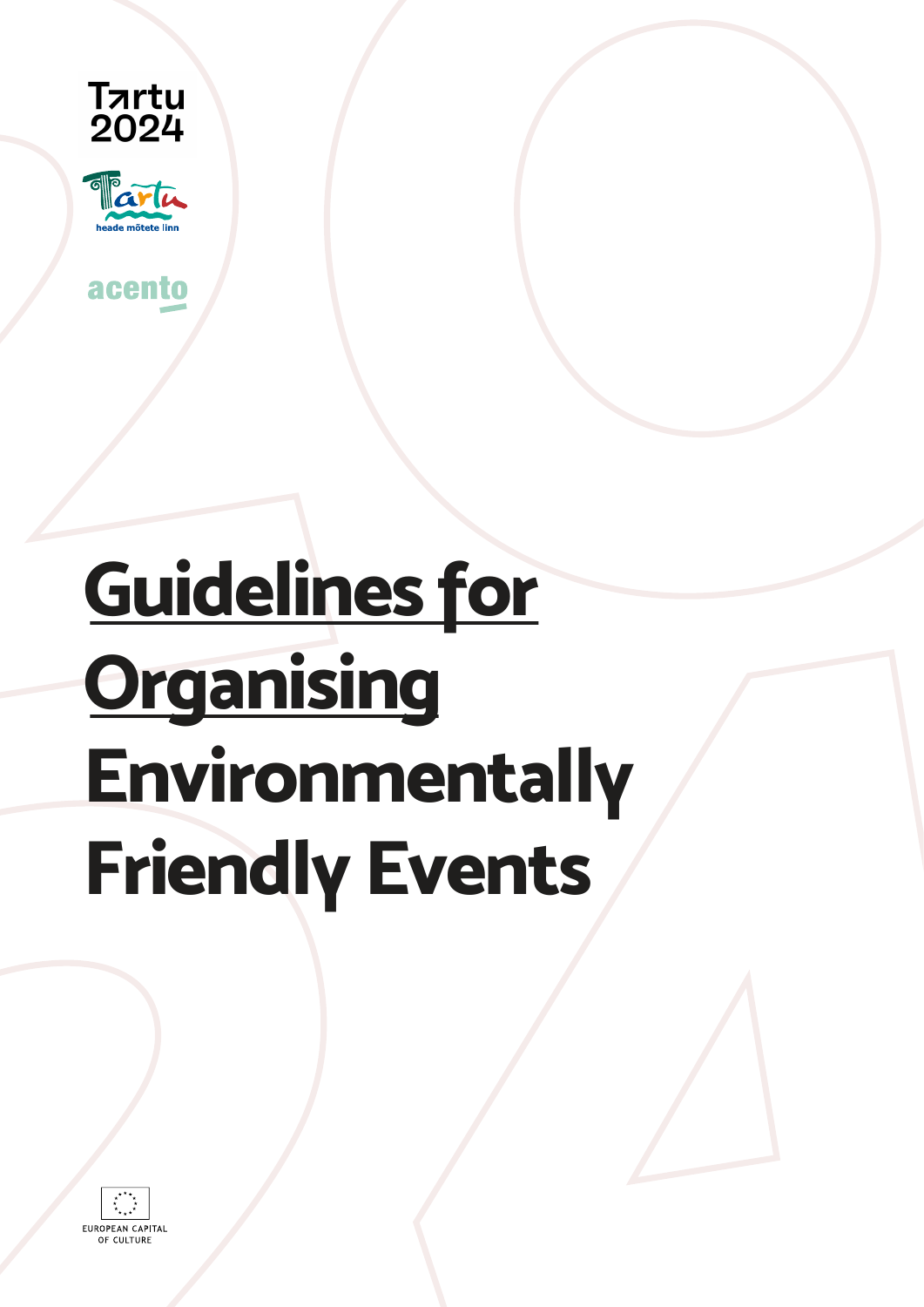Tartu 2024

Tartu heade mõtete linn

acento

# Guidelines for Organising Environmentally Friendly Events

EUROPEAN CAPITAL OF CULTURE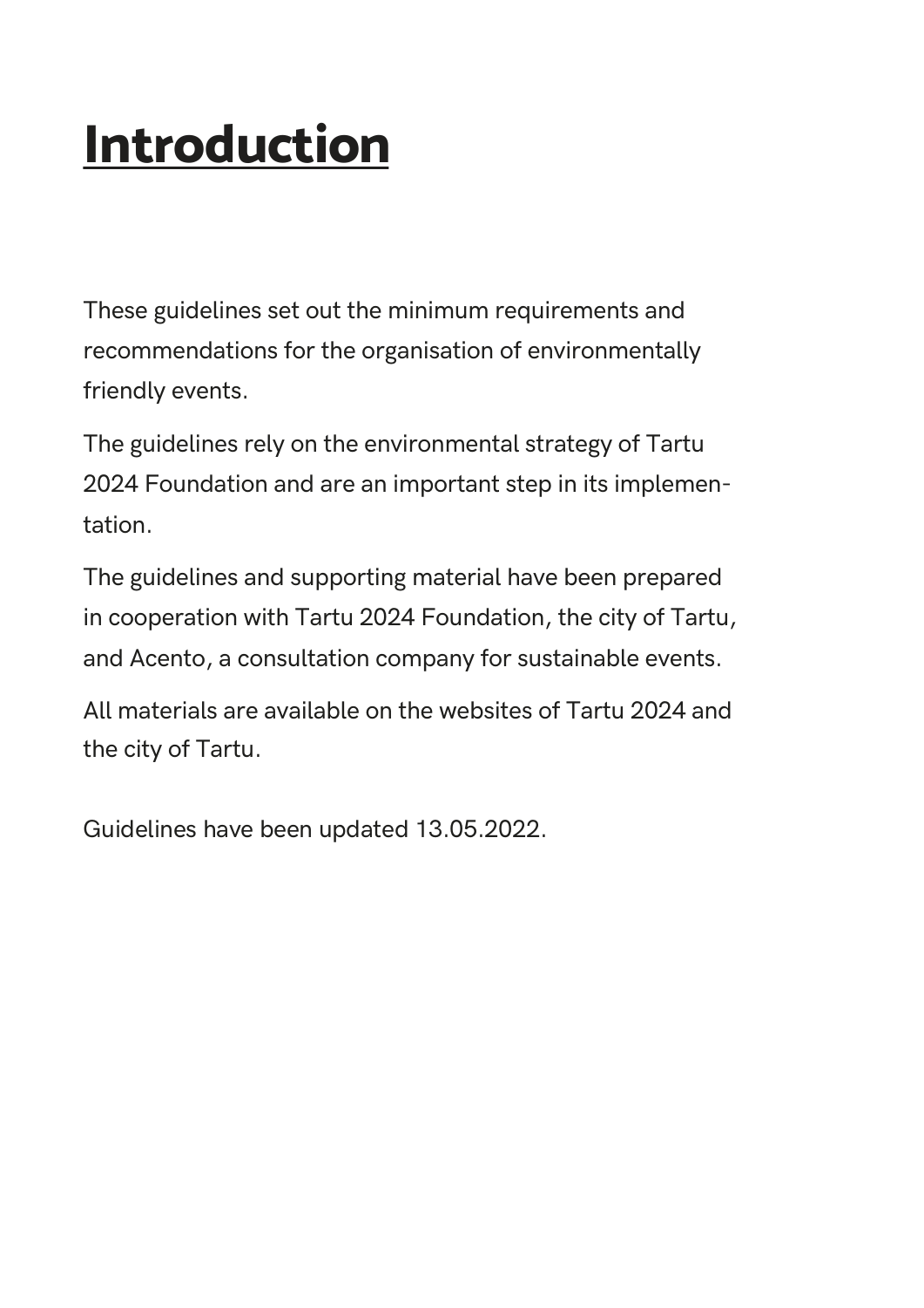# Introduction

These guidelines set out the minimum requirements and recommendations for the organisation of environmentally friendly events.

The guidelines rely on the environmental strategy of Tartu 2024 Foundation and are an important step in its implementation.

The guidelines and supporting material have been prepared in cooperation with Tartu 2024 Foundation, the city of Tartu, and Acento, a consultation company for sustainable events.

All materials are available on the websites of Tartu 2024 and the city of Tartu.

Guidelines have been updated 13.05.2022.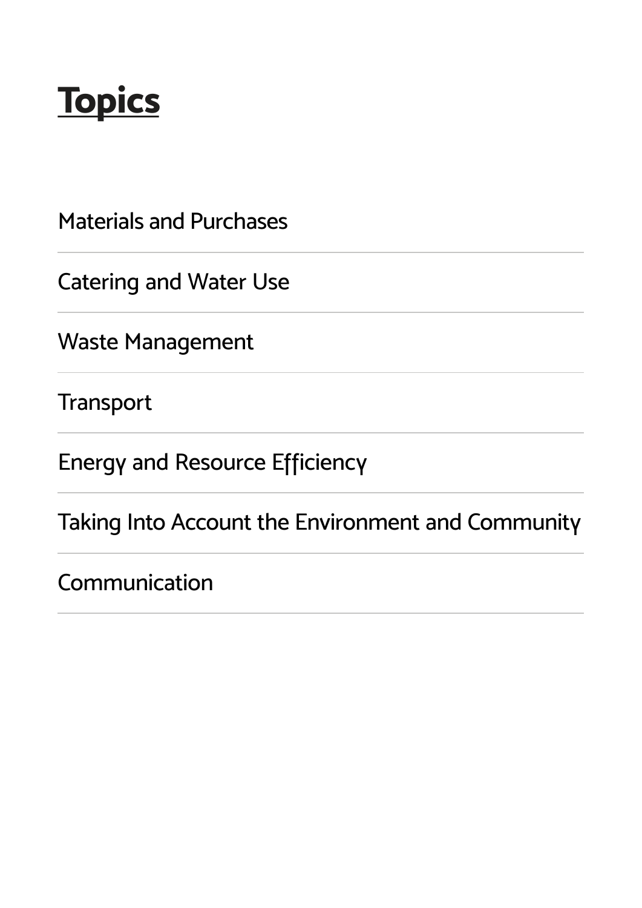# Topics

Materials and Purchases

Catering and Water Use

Waste Management

Transport

Energy and Resource Efficiency

Taking Into Account the Environment and Community

Communication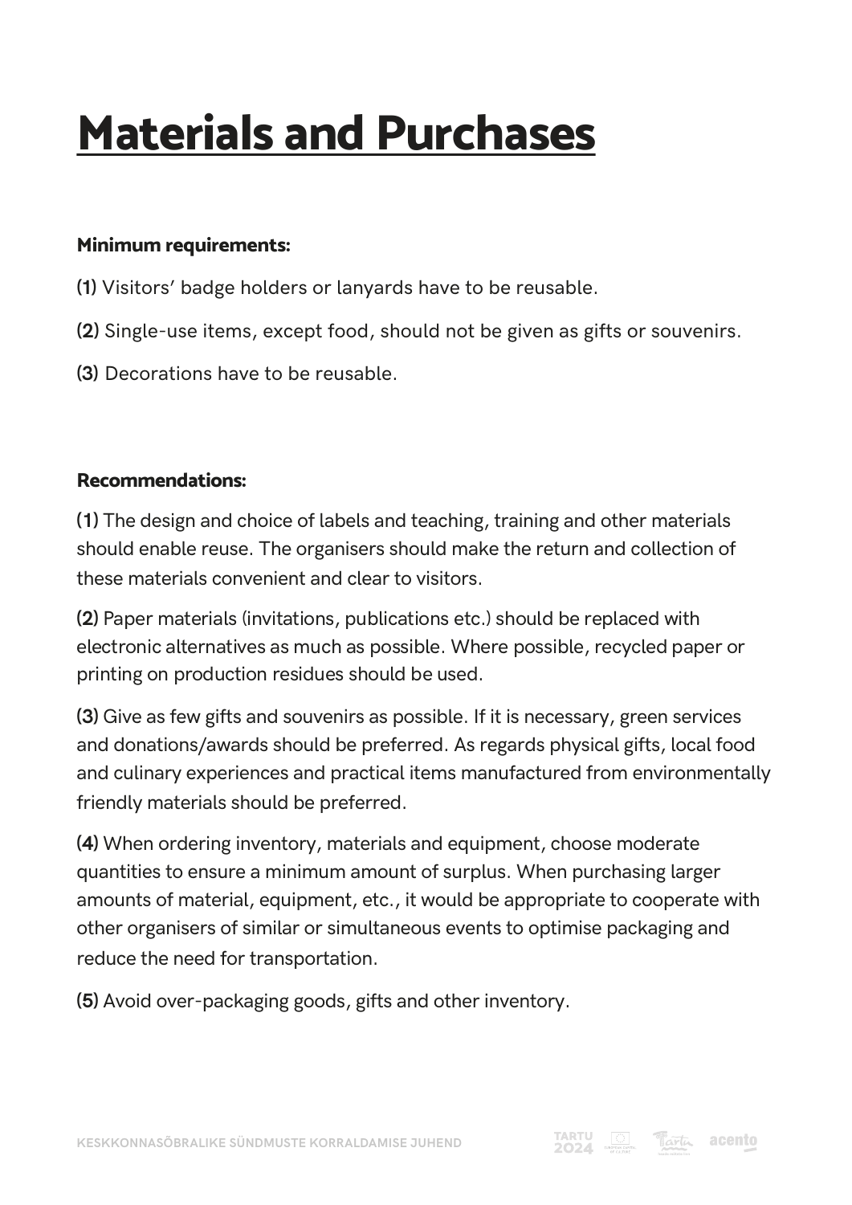# Materials and Purchases

**Minimum requirements:**

**(1)** Visitors' badge holders or lanyards have to be reusable.

**(2)** Single-use items, except food, should not be given as gifts or souvenirs.

**(3)** Decorations have to be reusable.

**Recommendations:**

**(1)** The design and choice of labels and teaching, training and other materials should enable reuse. The organisers should make the return and collection of these materials convenient and clear to visitors.

**(2)** Paper materials (invitations, publications etc.) should be replaced with electronic alternatives as much as possible. Where possible, recycled paper or printing on production residues should be used.

**(3)** Give as few gifts and souvenirs as possible. If it is necessary, green services and donations/awards should be preferred. As regards physical gifts, local food and culinary experiences and practical items manufactured from environmentally friendly materials should be preferred.

**(4)** When ordering inventory, materials and equipment, choose moderate quantities to ensure a minimum amount of surplus. When purchasing larger amounts of material, equipment, etc., it would be appropriate to cooperate with other organisers of similar or simultaneous events to optimise packaging and reduce the need for transportation.

**(5)** Avoid over-packaging goods, gifts and other inventory.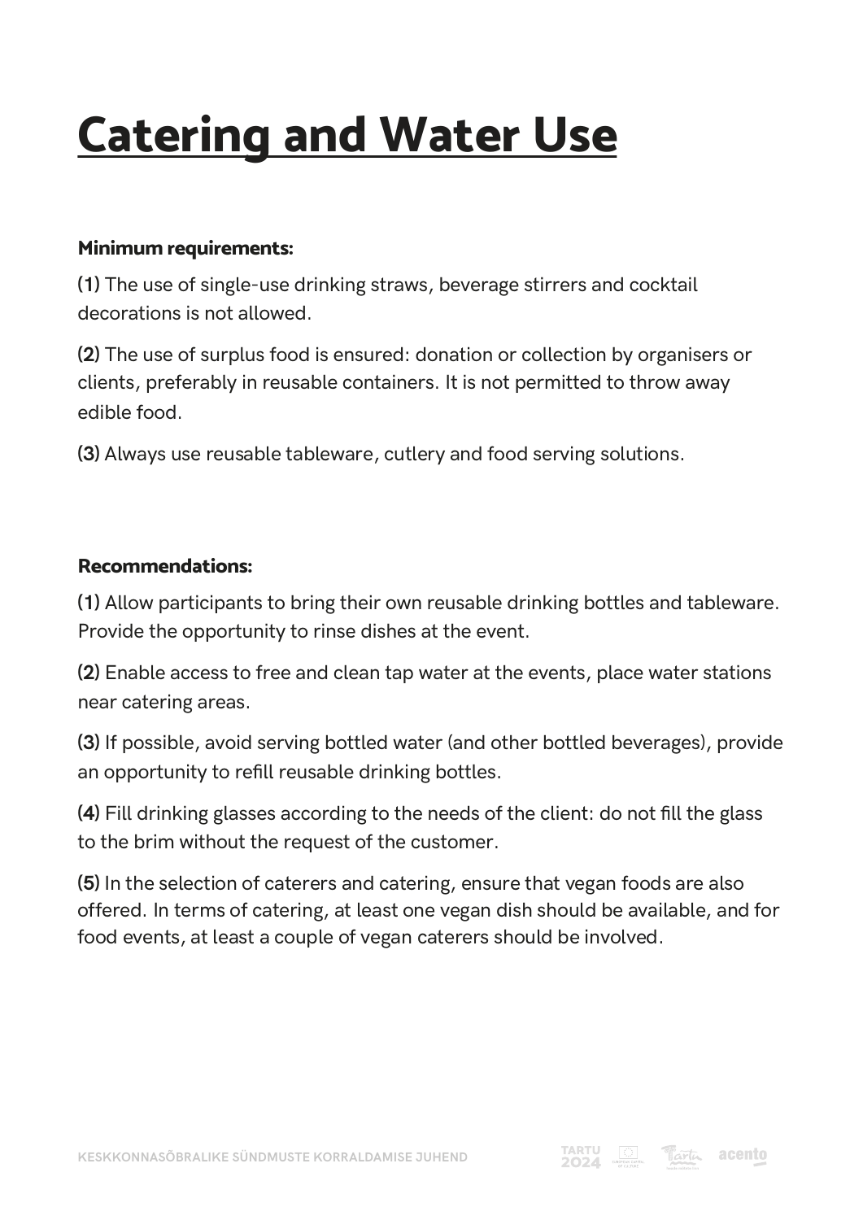# Catering and Water Use

**Minimum requirements:**

**(1)** The use of single-use drinking straws, beverage stirrers and cocktail decorations is not allowed.

**(2)** The use of surplus food is ensured: donation or collection by organisers or clients, preferably in reusable containers. It is not permitted to throw away edible food.

**(3)** Always use reusable tableware, cutlery and food serving solutions.

**Recommendations:**

**(1)** Allow participants to bring their own reusable drinking bottles and tableware. Provide the opportunity to rinse dishes at the event.

**(2)** Enable access to free and clean tap water at the events, place water stations near catering areas.

**(3)** If possible, avoid serving bottled water (and other bottled beverages), provide an opportunity to refill reusable drinking bottles.

**(4)** Fill drinking glasses according to the needs of the client: do not fill the glass to the brim without the request of the customer.

**(5)** In the selection of caterers and catering, ensure that vegan foods are also offered. In terms of catering, at least one vegan dish should be available, and for food events, at least a couple of vegan caterers should be involved.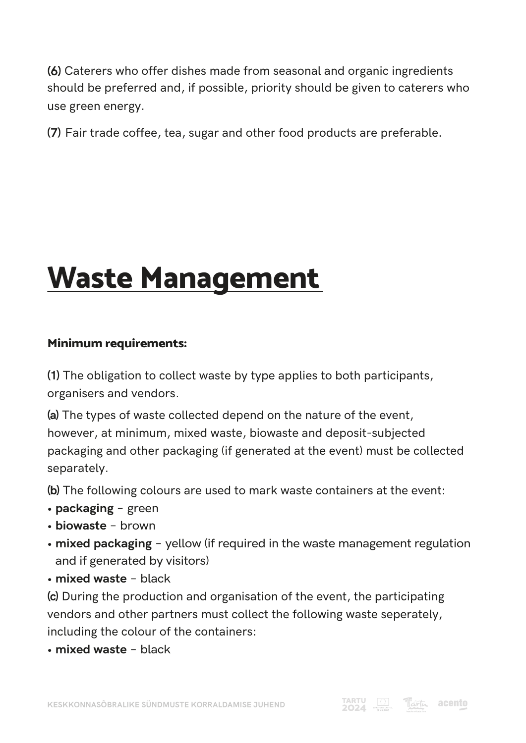**(6)** Caterers who offer dishes made from seasonal and organic ingredients should be preferred and, if possible, priority should be given to caterers who use green energy.

**(7)** Fair trade coffee, tea, sugar and other food products are preferable.

# Waste Management

**Minimum requirements:**

**(1)** The obligation to collect waste by type applies to both participants, organisers and vendors.

**(a)** The types of waste collected depend on the nature of the event, however, at minimum, mixed waste, biowaste and deposit-subjected packaging and other packaging (if generated at the event) must be collected separately.

**(b)** The following colours are used to mark waste containers at the event:

- **packaging** – green
- **biowaste** – brown
- **mixed packaging** – yellow (if required in the waste management regulation and if generated by visitors)
- **mixed waste** – black

**(c)** During the production and organisation of the event, the participating vendors and other partners must collect the following waste seperately, including the colour of the containers:

- **mixed waste** – black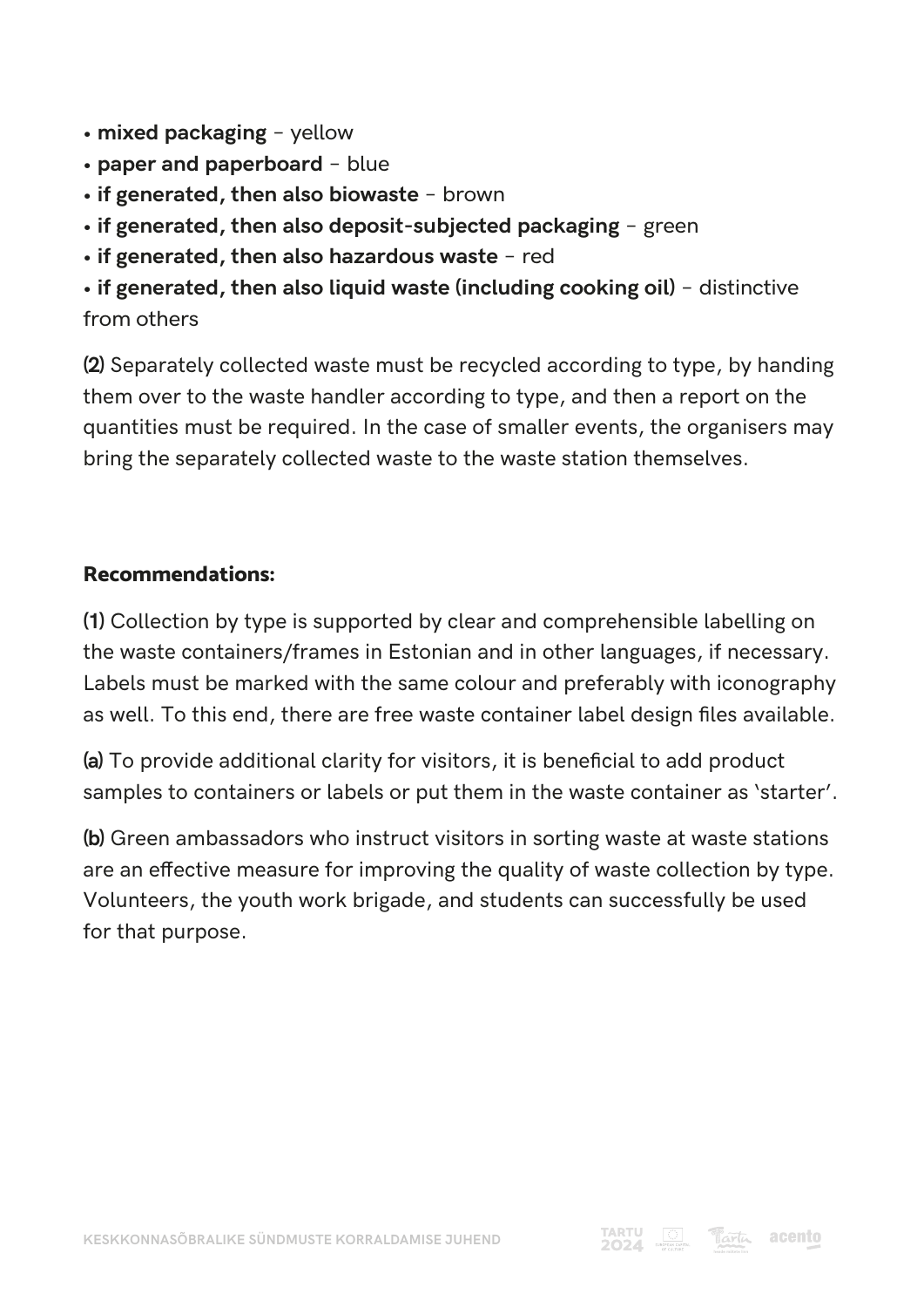- **mixed packaging** – yellow
- **paper and paperboard** – blue
- **if generated, then also biowaste** – brown
- **if generated, then also deposit-subjected packaging** – green
- **if generated, then also hazardous waste** – red
- **if generated, then also liquid waste (including cooking oil)** – distinctive from others

**(2)** Separately collected waste must be recycled according to type, by handing them over to the waste handler according to type, and then a report on the quantities must be required. In the case of smaller events, the organisers may bring the separately collected waste to the waste station themselves.

**Recommendations:**

**(1)** Collection by type is supported by clear and comprehensible labelling on the waste containers/frames in Estonian and in other languages, if necessary. Labels must be marked with the same colour and preferably with iconography as well. To this end, there are free waste container label design files available.

**(a)** To provide additional clarity for visitors, it is beneficial to add product samples to containers or labels or put them in the waste container as 'starter'.

**(b)** Green ambassadors who instruct visitors in sorting waste at waste stations are an effective measure for improving the quality of waste collection by type. Volunteers, the youth work brigade, and students can successfully be used for that purpose.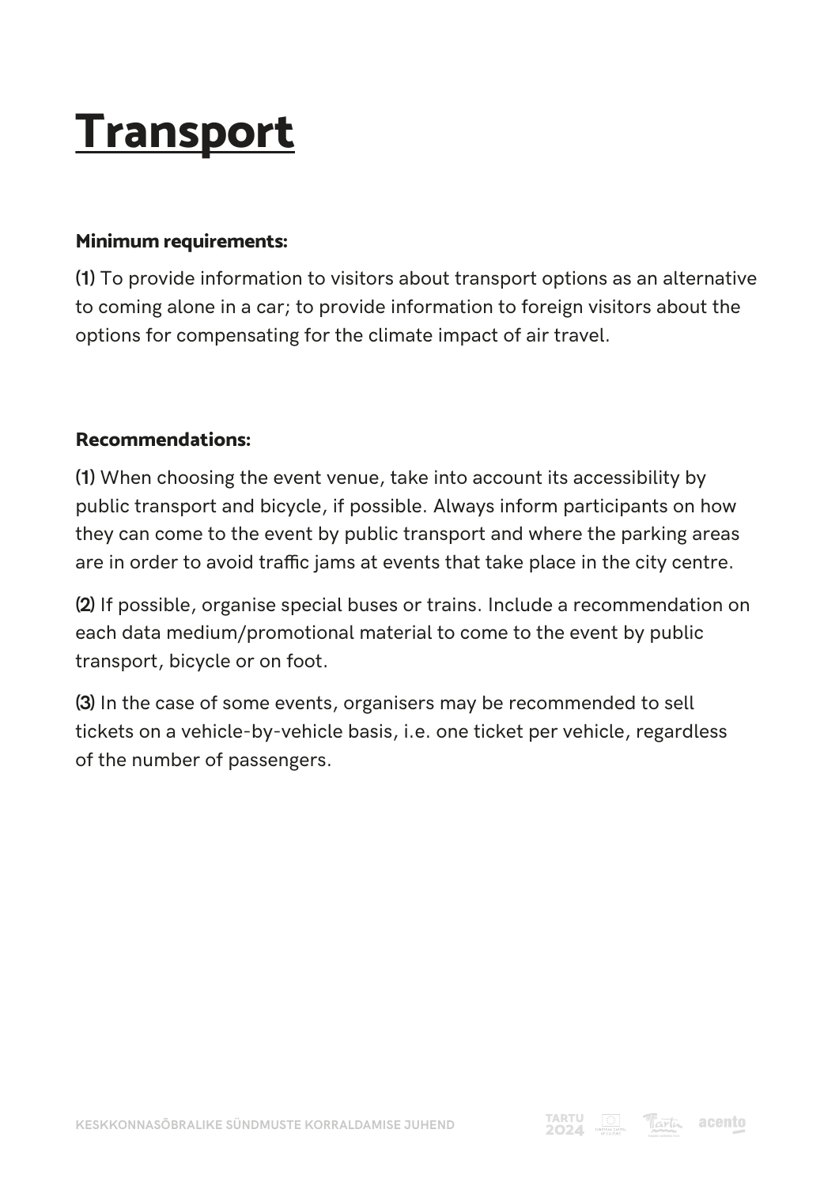# Transport

**Minimum requirements:**

**(1)** To provide information to visitors about transport options as an alternative to coming alone in a car; to provide information to foreign visitors about the options for compensating for the climate impact of air travel.

**Recommendations:**

**(1)** When choosing the event venue, take into account its accessibility by public transport and bicycle, if possible. Always inform participants on how they can come to the event by public transport and where the parking areas are in order to avoid traffic jams at events that take place in the city centre.

**(2)** If possible, organise special buses or trains. Include a recommendation on each data medium/promotional material to come to the event by public transport, bicycle or on foot.

**(3)** In the case of some events, organisers may be recommended to sell tickets on a vehicle-by-vehicle basis, i.e. one ticket per vehicle, regardless of the number of passengers.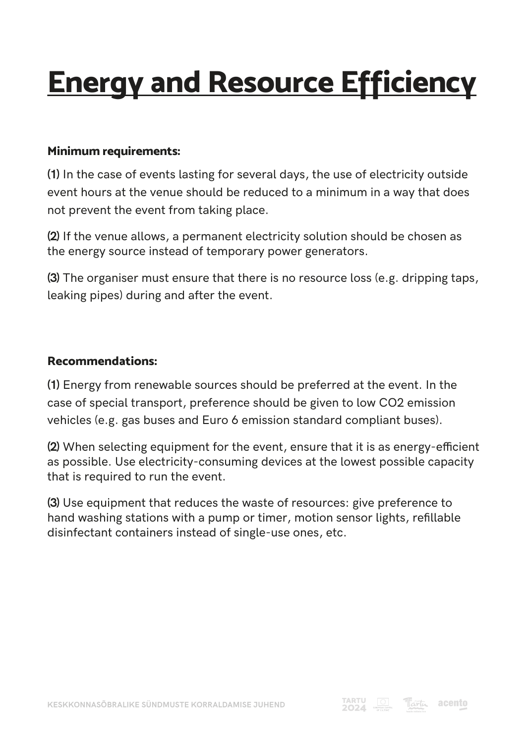# Energy and Resource Efficiency

**Minimum requirements:**

**(1)** In the case of events lasting for several days, the use of electricity outside event hours at the venue should be reduced to a minimum in a way that does not prevent the event from taking place.

**(2)** If the venue allows, a permanent electricity solution should be chosen as the energy source instead of temporary power generators.

**(3)** The organiser must ensure that there is no resource loss (e.g. dripping taps, leaking pipes) during and after the event.

**Recommendations:**

**(1)** Energy from renewable sources should be preferred at the event. In the case of special transport, preference should be given to low $CO_2$ emission vehicles (e.g. gas buses and Euro 6 emission standard compliant buses).

**(2)** When selecting equipment for the event, ensure that it is as energy-efficient as possible. Use electricity-consuming devices at the lowest possible capacity that is required to run the event.

**(3)** Use equipment that reduces the waste of resources: give preference to hand washing stations with a pump or timer, motion sensor lights, refillable disinfectant containers instead of single-use ones, etc.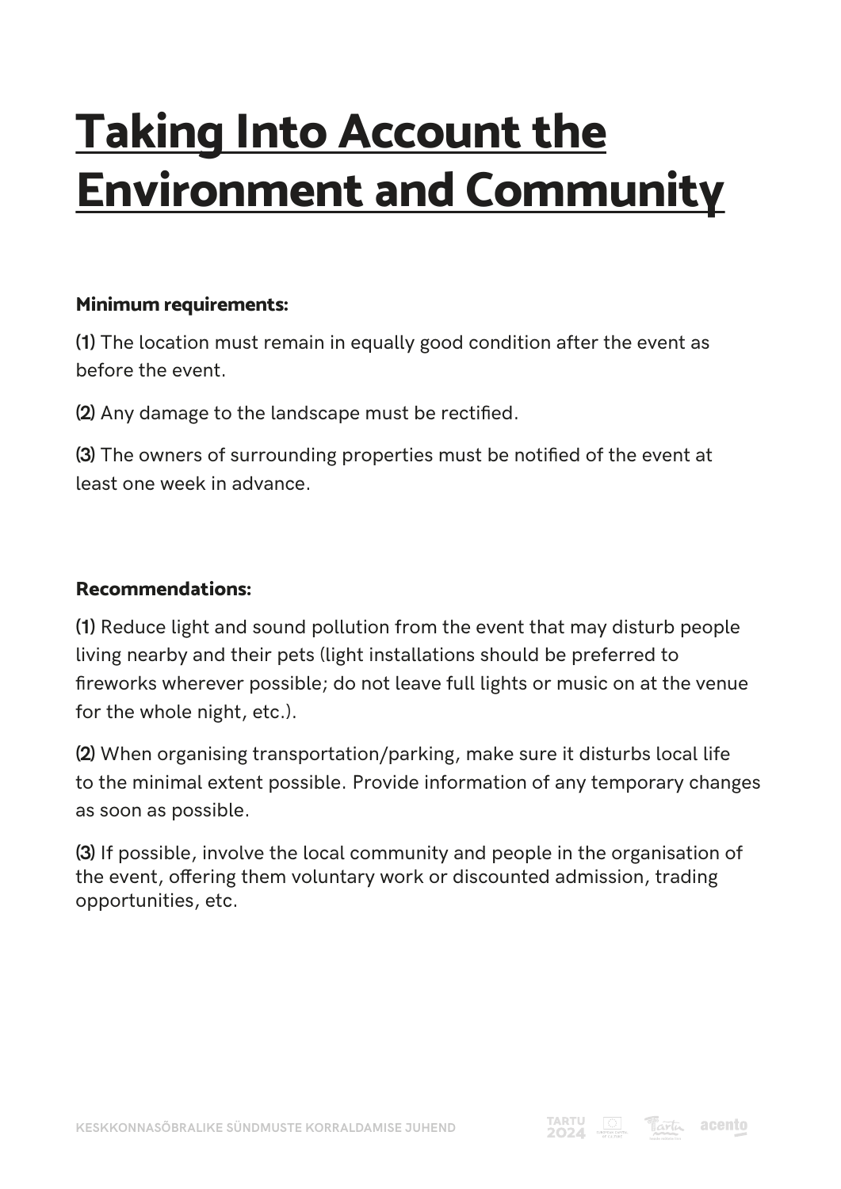# Taking Into Account the Environment and Community

**Minimum requirements:**

**(1)** The location must remain in equally good condition after the event as before the event.

**(2)** Any damage to the landscape must be rectified.

**(3)** The owners of surrounding properties must be notified of the event at least one week in advance.

**Recommendations:**

**(1)** Reduce light and sound pollution from the event that may disturb people living nearby and their pets (light installations should be preferred to fireworks wherever possible; do not leave full lights or music on at the venue for the whole night, etc.).

**(2)** When organising transportation/parking, make sure it disturbs local life to the minimal extent possible. Provide information of any temporary changes as soon as possible.

**(3)** If possible, involve the local community and people in the organisation of the event, offering them voluntary work or discounted admission, trading opportunities, etc.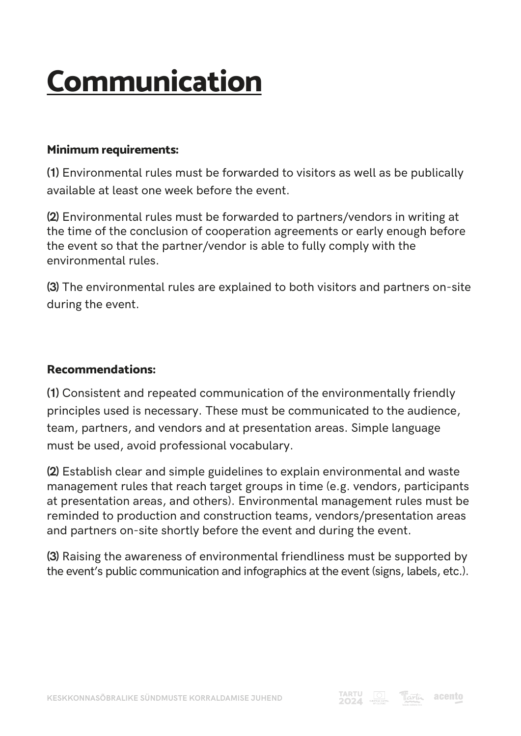# Communication

**Minimum requirements:**

**(1)** Environmental rules must be forwarded to visitors as well as be publically available at least one week before the event.

**(2)** Environmental rules must be forwarded to partners/vendors in writing at the time of the conclusion of cooperation agreements or early enough before the event so that the partner/vendor is able to fully comply with the environmental rules.

**(3)** The environmental rules are explained to both visitors and partners on-site during the event.

**Recommendations:**

**(1)** Consistent and repeated communication of the environmentally friendly principles used is necessary. These must be communicated to the audience, team, partners, and vendors and at presentation areas. Simple language must be used, avoid professional vocabulary.

**(2)** Establish clear and simple guidelines to explain environmental and waste management rules that reach target groups in time (e.g. vendors, participants at presentation areas, and others). Environmental management rules must be reminded to production and construction teams, vendors/presentation areas and partners on-site shortly before the event and during the event.

**(3)** Raising the awareness of environmental friendliness must be supported by the event's public communication and infographics at the event (signs, labels, etc.).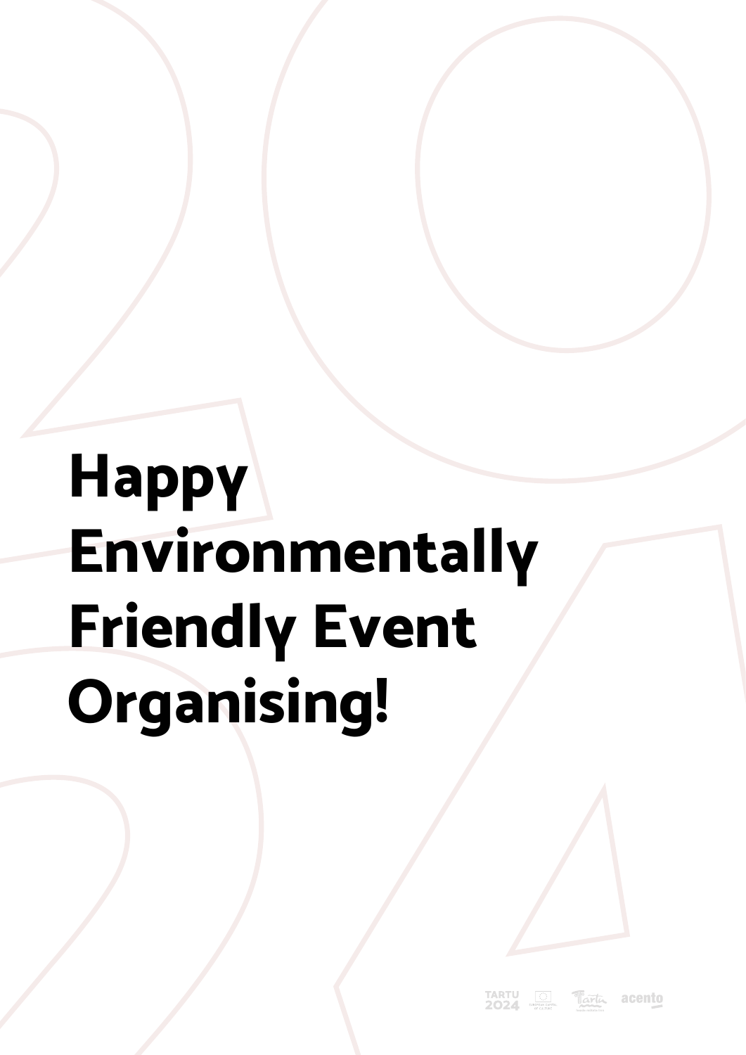# Happy Environmentally Friendly Event Organising!